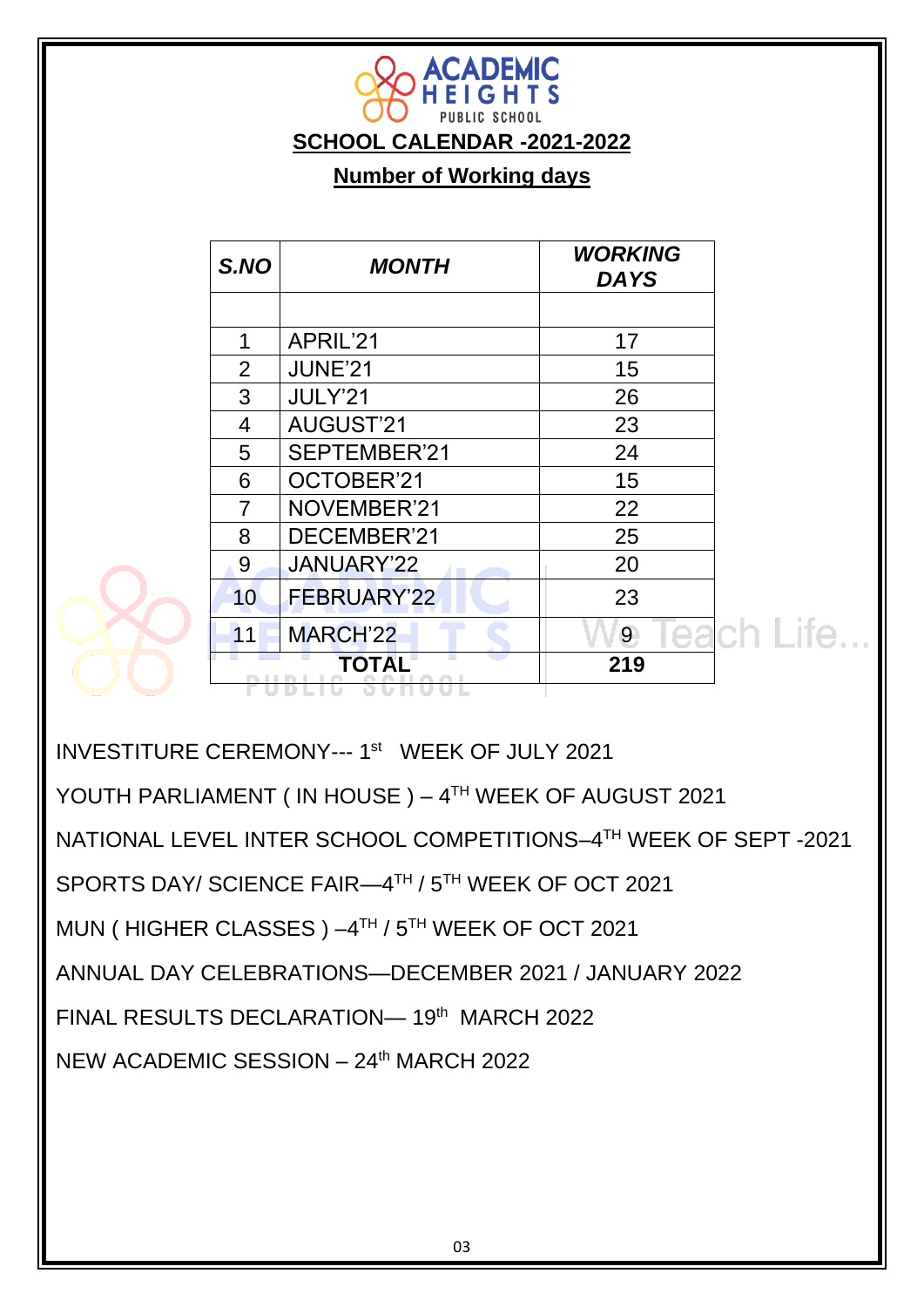# ACADEMIC HEIGHTS PUBLIC SCHOOL

## SCHOOL CALENDAR -2021-2022

### Number of Working days

| S.NO | MONTH | WORKING DAYS |
|---|---|---|
| | | |
| 1 | APRIL'21 | 17 |
| 2 | JUNE'21 | 15 |
| 3 | JULY'21 | 26 |
| 4 | AUGUST'21 | 23 |
| 5 | SEPTEMBER'21 | 24 |
| 6 | OCTOBER'21 | 15 |
| 7 | NOVEMBER'21 | 22 |
| 8 | DECEMBER'21 | 25 |
| 9 | JANUARY'22 | 20 |
| 10 | FEBRUARY'22 | 23 |
| 11 | MARCH'22 | 9 |
| TOTAL | | 219 |

INVESTITURE CEREMONY--- 1st WEEK OF JULY 2021

YOUTH PARLIAMENT ( IN HOUSE ) – 4TH WEEK OF AUGUST 2021

NATIONAL LEVEL INTER SCHOOL COMPETITIONS–4TH WEEK OF SEPT -2021

SPORTS DAY/ SCIENCE FAIR—4TH / 5TH WEEK OF OCT 2021

MUN ( HIGHER CLASSES ) –4TH / 5TH WEEK OF OCT 2021

ANNUAL DAY CELEBRATIONS—DECEMBER 2021 / JANUARY 2022

FINAL RESULTS DECLARATION— 19th MARCH 2022

NEW ACADEMIC SESSION – 24th MARCH 2022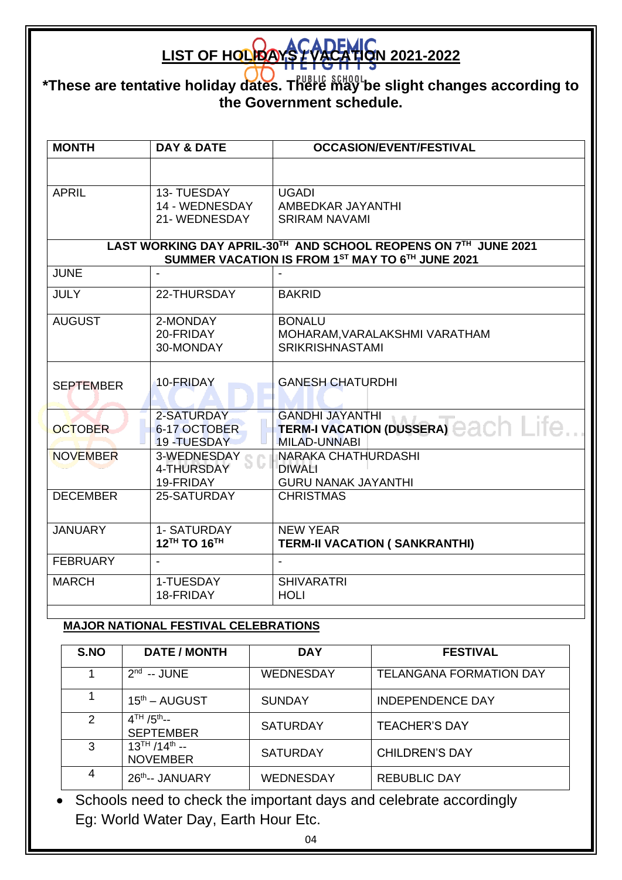# LIST OF HOLIDAYS / VACATION 2021-2022

**\*These are tentative holiday dates. There may be slight changes according to the Government schedule.**

| MONTH | DAY & DATE | OCCASION/EVENT/FESTIVAL |
|---|---|---|
| | | |
| APRIL | 13- TUESDAY<br>14 - WEDNESDAY<br>21- WEDNESDAY | UGADI<br>AMBEDKAR JAYANTHI<br>SRIRAM NAVAMI |
| **LAST WORKING DAY APRIL-30TH AND SCHOOL REOPENS ON 7TH JUNE 2021<br>SUMMER VACATION IS FROM 1ST MAY TO 6TH JUNE 2021** | | |
| JUNE | - | - |
| JULY | 22-THURSDAY | BAKRID |
| AUGUST | 2-MONDAY<br>20-FRIDAY<br>30-MONDAY | BONALU<br>MOHARAM,VARALAKSHMI VARATHAM<br>SRIKRISHNASTAMI |
| SEPTEMBER | 10-FRIDAY | GANESH CHATURDHI |
| OCTOBER | 2-SATURDAY<br>6-17 OCTOBER<br>19 -TUESDAY | GANDHI JAYANTHI<br>**TERM-I VACATION (DUSSERA)**<br>MILAD-UNNABI |
| NOVEMBER | 3-WEDNESDAY<br>4-THURSDAY<br>19-FRIDAY | NARAKA CHATHURDASHI<br>DIWALI<br>GURU NANAK JAYANTHI |
| DECEMBER | 25-SATURDAY | CHRISTMAS |
| JANUARY | 1- SATURDAY<br>**12TH TO 16TH** | NEW YEAR<br>**TERM-II VACATION ( SANKRANTHI)** |
| FEBRUARY | - | - |
| MARCH | 1-TUESDAY<br>18-FRIDAY | SHIVARATRI<br>HOLI |

**MAJOR NATIONAL FESTIVAL CELEBRATIONS**

| S.NO | DATE / MONTH | DAY | FESTIVAL |
|---|---|---|---|
| 1 | 2nd -- JUNE | WEDNESDAY | TELANGANA FORMATION DAY |
| 1 | 15th – AUGUST | SUNDAY | INDEPENDENCE DAY |
| 2 | 4TH /5th-- SEPTEMBER | SATURDAY | TEACHER'S DAY |
| 3 | 13TH /14th -- NOVEMBER | SATURDAY | CHILDREN'S DAY |
| 4 | 26th-- JANUARY | WEDNESDAY | REBUBLIC DAY |

- Schools need to check the important days and celebrate accordingly Eg: World Water Day, Earth Hour Etc.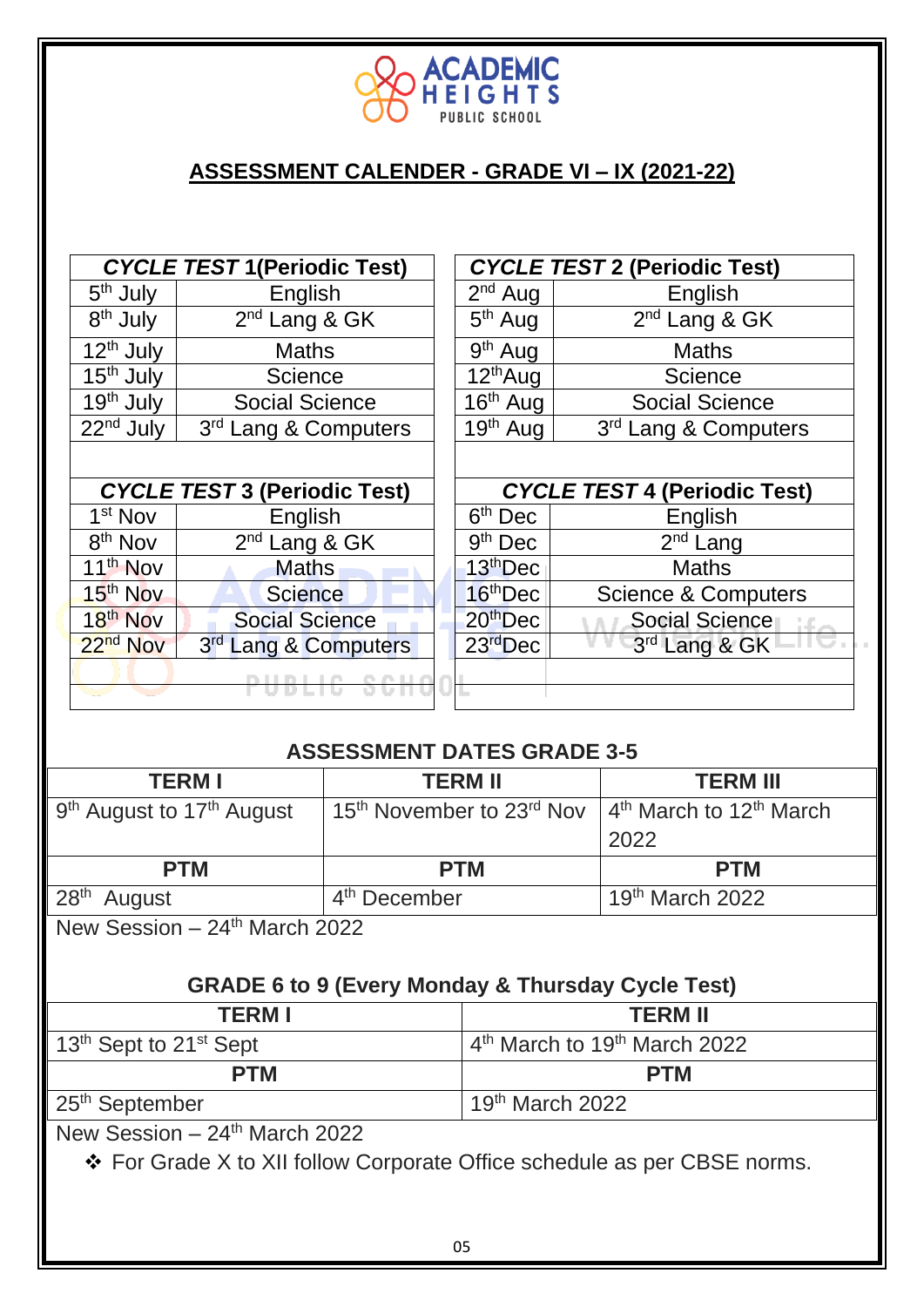ACADEMIC HEIGHTS PUBLIC SCHOOL

## ASSESSMENT CALENDER - GRADE VI – IX (2021-22)

| ***CYCLE TEST* 1(Periodic Test)** | |
|---|---|
| 5th July | English |
| 8th July | 2nd Lang & GK |
| 12th July | Maths |
| 15th July | Science |
| 19th July | Social Science |
| 22nd July | 3rd Lang & Computers |

| ***CYCLE TEST* 2 (Periodic Test)** | |
|---|---|
| 2nd Aug | English |
| 5th Aug | 2nd Lang & GK |
| 9th Aug | Maths |
| 12thAug | Science |
| 16th Aug | Social Science |
| 19th Aug | 3rd Lang & Computers |

| ***CYCLE TEST* 3 (Periodic Test)** | |
|---|---|
| 1st Nov | English |
| 8th Nov | 2nd Lang & GK |
| 11th Nov | Maths |
| 15th Nov | Science |
| 18th Nov | Social Science |
| 22nd Nov | 3rd Lang & Computers |

| ***CYCLE TEST* 4 (Periodic Test)** | |
|---|---|
| 6th Dec | English |
| 9th Dec | 2nd Lang |
| 13thDec | Maths |
| 16thDec | Science & Computers |
| 20thDec | Social Science |
| 23rdDec | 3rd Lang & GK |

### ASSESSMENT DATES GRADE 3-5

| TERM I | TERM II | TERM III |
|---|---|---|
| 9th August to 17th August | 15th November to 23rd Nov | 4th March to 12th March 2022 |
| **PTM** | **PTM** | **PTM** |
| 28th August | 4th December | 19th March 2022 |

New Session – 24th March 2022

### GRADE 6 to 9 (Every Monday & Thursday Cycle Test)

| TERM I | TERM II |
|---|---|
| 13th Sept to 21st Sept | 4th March to 19th March 2022 |
| **PTM** | **PTM** |
| 25th September | 19th March 2022 |

New Session – 24th March 2022

- For Grade X to XII follow Corporate Office schedule as per CBSE norms.